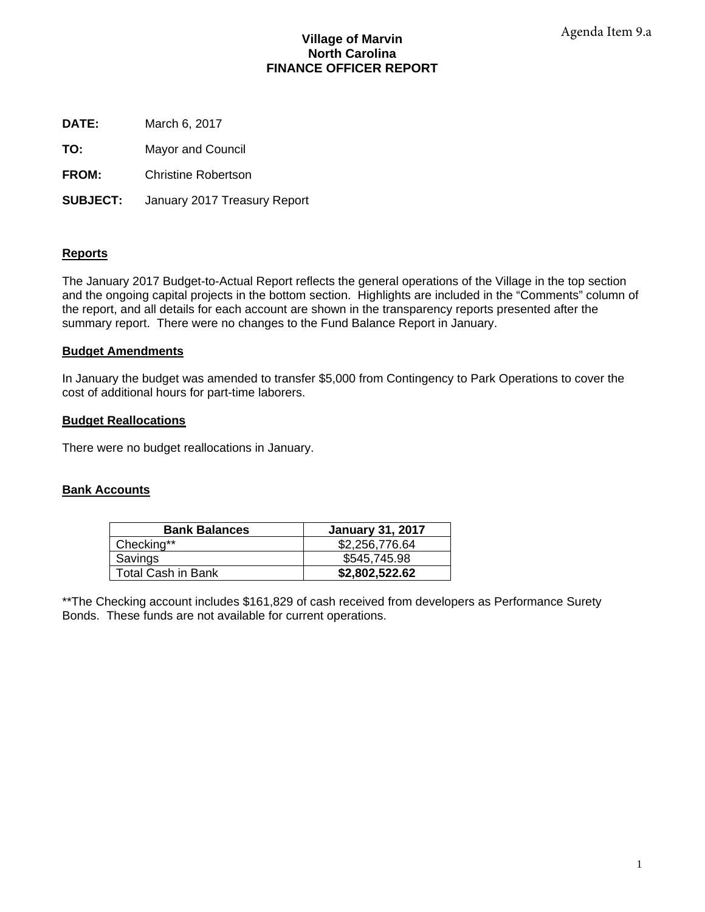Agenda Item 9.a

**Village of Marvin**
**North Carolina**
**FINANCE OFFICER REPORT**

**DATE:** March 6, 2017

**TO:** Mayor and Council

**FROM:** Christine Robertson

**SUBJECT:** January 2017 Treasury Report

## Reports

The January 2017 Budget-to-Actual Report reflects the general operations of the Village in the top section and the ongoing capital projects in the bottom section. Highlights are included in the "Comments" column of the report, and all details for each account are shown in the transparency reports presented after the summary report. There were no changes to the Fund Balance Report in January.

## Budget Amendments

In January the budget was amended to transfer $5,000 from Contingency to Park Operations to cover the cost of additional hours for part-time laborers.

## Budget Reallocations

There were no budget reallocations in January.

## Bank Accounts

| Bank Balances | January 31, 2017 |
|---|---|
| Checking** | $2,256,776.64 |
| Savings | $545,745.98 |
| Total Cash in Bank | **$2,802,522.62** |

**The Checking account includes $161,829 of cash received from developers as Performance Surety Bonds. These funds are not available for current operations.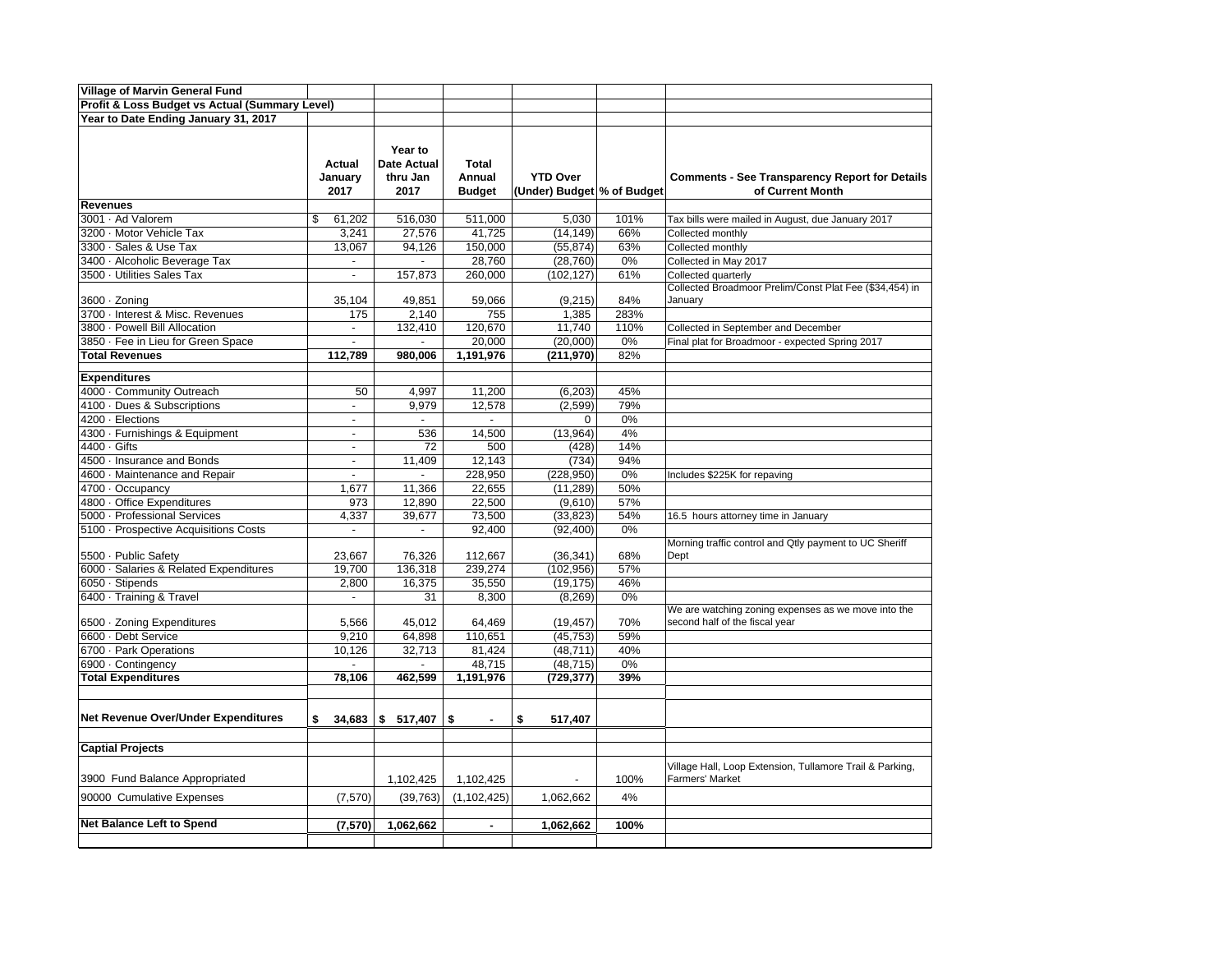| Village of Marvin General Fund | | | | | | |
|---|---|---|---|---|---|---|
| Profit & Loss Budget vs Actual (Summary Level) | | | | | | |
| Year to Date Ending January 31, 2017 | | | | | | |
| | Actual January 2017 | Year to Date Actual thru Jan 2017 | Total Annual Budget | YTD Over (Under) Budget | % of Budget | Comments - See Transparency Report for Details of Current Month |
| **Revenues** | | | | | | |
| 3001 · Ad Valorem | $ 61,202 | 516,030 | 511,000 | 5,030 | 101% | Tax bills were mailed in August, due January 2017 |
| 3200 · Motor Vehicle Tax | 3,241 | 27,576 | 41,725 | (14,149) | 66% | Collected monthly |
| 3300 · Sales & Use Tax | 13,067 | 94,126 | 150,000 | (55,874) | 63% | Collected monthly |
| 3400 · Alcoholic Beverage Tax | - | - | 28,760 | (28,760) | 0% | Collected in May 2017 |
| 3500 · Utilities Sales Tax | - | 157,873 | 260,000 | (102,127) | 61% | Collected quarterly |
| 3600 · Zoning | 35,104 | 49,851 | 59,066 | (9,215) | 84% | Collected Broadmoor Prelim/Const Plat Fee ($34,454) in January |
| 3700 · Interest & Misc. Revenues | 175 | 2,140 | 755 | 1,385 | 283% | |
| 3800 · Powell Bill Allocation | - | 132,410 | 120,670 | 11,740 | 110% | Collected in September and December |
| 3850 · Fee in Lieu for Green Space | - | - | 20,000 | (20,000) | 0% | Final plat for Broadmoor - expected Spring 2017 |
| **Total Revenues** | **112,789** | **980,006** | **1,191,976** | **(211,970)** | **82%** | |
| **Expenditures** | | | | | | |
| 4000 · Community Outreach | 50 | 4,997 | 11,200 | (6,203) | 45% | |
| 4100 · Dues & Subscriptions | - | 9,979 | 12,578 | (2,599) | 79% | |
| 4200 · Elections | - | - | - | 0 | 0% | |
| 4300 · Furnishings & Equipment | - | 536 | 14,500 | (13,964) | 4% | |
| 4400 · Gifts | - | 72 | 500 | (428) | 14% | |
| 4500 · Insurance and Bonds | - | 11,409 | 12,143 | (734) | 94% | |
| 4600 · Maintenance and Repair | - | - | 228,950 | (228,950) | 0% | Includes $225K for repaving |
| 4700 · Occupancy | 1,677 | 11,366 | 22,655 | (11,289) | 50% | |
| 4800 · Office Expenditures | 973 | 12,890 | 22,500 | (9,610) | 57% | |
| 5000 · Professional Services | 4,337 | 39,677 | 73,500 | (33,823) | 54% | 16.5 hours attorney time in January |
| 5100 · Prospective Acquisitions Costs | - | - | 92,400 | (92,400) | 0% | |
| 5500 · Public Safety | 23,667 | 76,326 | 112,667 | (36,341) | 68% | Morning traffic control and Qtly payment to UC Sheriff Dept |
| 6000 · Salaries & Related Expenditures | 19,700 | 136,318 | 239,274 | (102,956) | 57% | |
| 6050 · Stipends | 2,800 | 16,375 | 35,550 | (19,175) | 46% | |
| 6400 · Training & Travel | - | 31 | 8,300 | (8,269) | 0% | |
| 6500 · Zoning Expenditures | 5,566 | 45,012 | 64,469 | (19,457) | 70% | We are watching zoning expenses as we move into the second half of the fiscal year |
| 6600 · Debt Service | 9,210 | 64,898 | 110,651 | (45,753) | 59% | |
| 6700 · Park Operations | 10,126 | 32,713 | 81,424 | (48,711) | 40% | |
| 6900 · Contingency | - | - | 48,715 | (48,715) | 0% | |
| **Total Expenditures** | **78,106** | **462,599** | **1,191,976** | **(729,377)** | **39%** | |
| **Net Revenue Over/Under Expenditures** | **$ 34,683** | **$ 517,407** | **$ -** | **$ 517,407** | | |
| **Captial Projects** | | | | | | |
| 3900 Fund Balance Appropriated | | 1,102,425 | 1,102,425 | - | 100% | Village Hall, Loop Extension, Tullamore Trail & Parking, Farmers' Market |
| 90000 Cumulative Expenses | (7,570) | (39,763) | (1,102,425) | 1,062,662 | 4% | |
| **Net Balance Left to Spend** | **(7,570)** | **1,062,662** | **-** | **1,062,662** | **100%** | |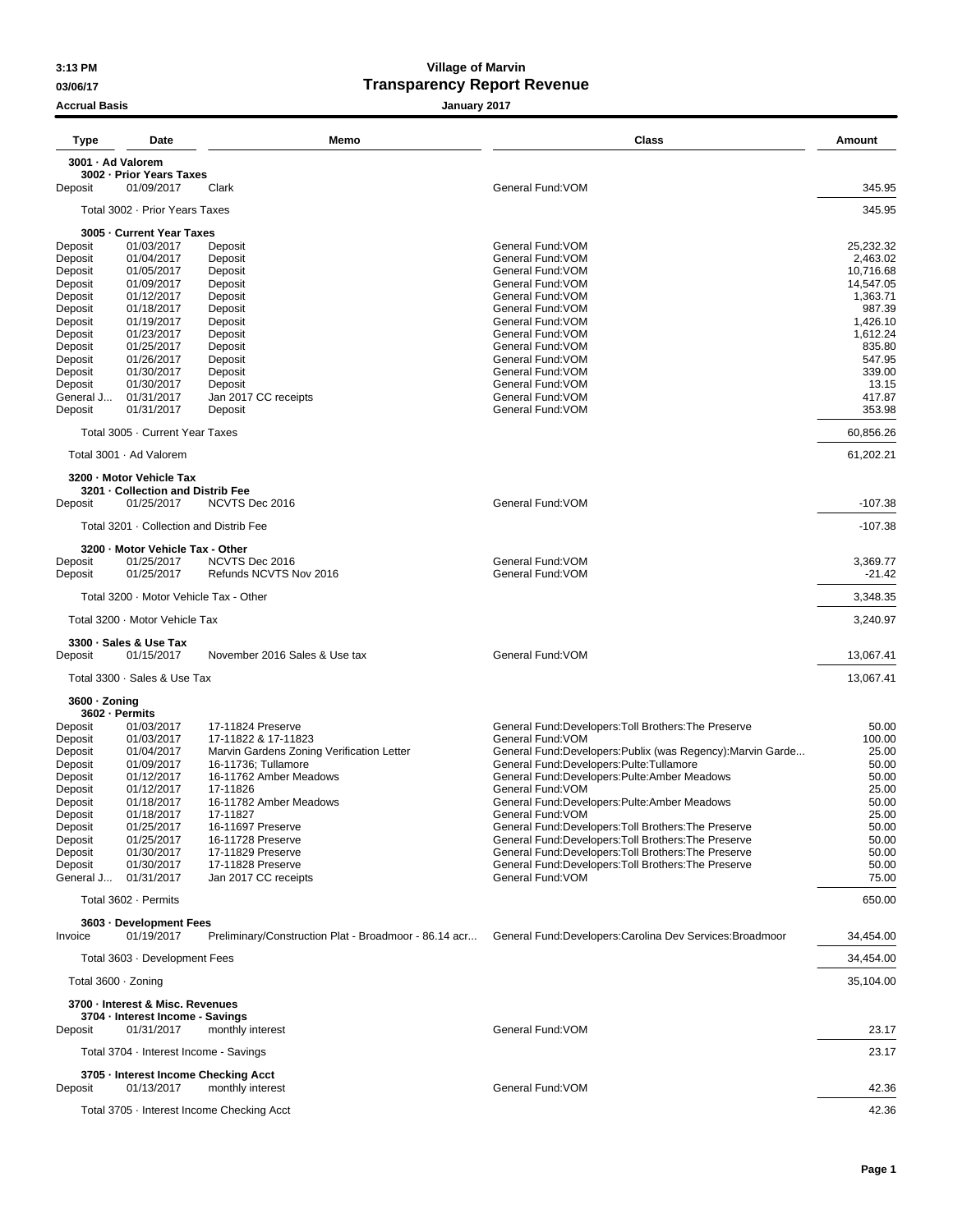# Village of Marvin

## Transparency Report Revenue

3:13 PM
03/06/17
Accrual Basis

January 2017

| Type | Date | Memo | Class | Amount |
|---|---|---|---|---|
| **3001 · Ad Valorem** | | | | |
| **3002 · Prior Years Taxes** | | | | |
| Deposit | 01/09/2017 | Clark | General Fund:VOM | 345.95 |
| Total 3002 · Prior Years Taxes | | | | 345.95 |
| **3005 · Current Year Taxes** | | | | |
| Deposit | 01/03/2017 | Deposit | General Fund:VOM | 25,232.32 |
| Deposit | 01/04/2017 | Deposit | General Fund:VOM | 2,463.02 |
| Deposit | 01/05/2017 | Deposit | General Fund:VOM | 10,716.68 |
| Deposit | 01/09/2017 | Deposit | General Fund:VOM | 14,547.05 |
| Deposit | 01/12/2017 | Deposit | General Fund:VOM | 1,363.71 |
| Deposit | 01/18/2017 | Deposit | General Fund:VOM | 987.39 |
| Deposit | 01/19/2017 | Deposit | General Fund:VOM | 1,426.10 |
| Deposit | 01/23/2017 | Deposit | General Fund:VOM | 1,612.24 |
| Deposit | 01/25/2017 | Deposit | General Fund:VOM | 835.80 |
| Deposit | 01/26/2017 | Deposit | General Fund:VOM | 547.95 |
| Deposit | 01/30/2017 | Deposit | General Fund:VOM | 339.00 |
| Deposit | 01/30/2017 | Deposit | General Fund:VOM | 13.15 |
| General J... | 01/31/2017 | Jan 2017 CC receipts | General Fund:VOM | 417.87 |
| Deposit | 01/31/2017 | Deposit | General Fund:VOM | 353.98 |
| Total 3005 · Current Year Taxes | | | | 60,856.26 |
| Total 3001 · Ad Valorem | | | | 61,202.21 |
| **3200 · Motor Vehicle Tax** | | | | |
| **3201 · Collection and Distrib Fee** | | | | |
| Deposit | 01/25/2017 | NCVTS Dec 2016 | General Fund:VOM | -107.38 |
| Total 3201 · Collection and Distrib Fee | | | | -107.38 |
| **3200 · Motor Vehicle Tax - Other** | | | | |
| Deposit | 01/25/2017 | NCVTS Dec 2016 | General Fund:VOM | 3,369.77 |
| Deposit | 01/25/2017 | Refunds NCVTS Nov 2016 | General Fund:VOM | -21.42 |
| Total 3200 · Motor Vehicle Tax - Other | | | | 3,348.35 |
| Total 3200 · Motor Vehicle Tax | | | | 3,240.97 |
| **3300 · Sales & Use Tax** | | | | |
| Deposit | 01/15/2017 | November 2016 Sales & Use tax | General Fund:VOM | 13,067.41 |
| Total 3300 · Sales & Use Tax | | | | 13,067.41 |
| **3600 · Zoning** | | | | |
| **3602 · Permits** | | | | |
| Deposit | 01/03/2017 | 17-11824 Preserve | General Fund:Developers:Toll Brothers:The Preserve | 50.00 |
| Deposit | 01/03/2017 | 17-11822 & 17-11823 | General Fund:VOM | 100.00 |
| Deposit | 01/04/2017 | Marvin Gardens Zoning Verification Letter | General Fund:Developers:Publix (was Regency):Marvin Garde... | 25.00 |
| Deposit | 01/09/2017 | 16-11736; Tullamore | General Fund:Developers:Pulte:Tullamore | 50.00 |
| Deposit | 01/12/2017 | 16-11762 Amber Meadows | General Fund:Developers:Pulte:Amber Meadows | 50.00 |
| Deposit | 01/12/2017 | 17-11826 | General Fund:VOM | 25.00 |
| Deposit | 01/18/2017 | 16-11782 Amber Meadows | General Fund:Developers:Pulte:Amber Meadows | 50.00 |
| Deposit | 01/18/2017 | 17-11827 | General Fund:VOM | 25.00 |
| Deposit | 01/25/2017 | 16-11697 Preserve | General Fund:Developers:Toll Brothers:The Preserve | 50.00 |
| Deposit | 01/25/2017 | 16-11728 Preserve | General Fund:Developers:Toll Brothers:The Preserve | 50.00 |
| Deposit | 01/30/2017 | 17-11829 Preserve | General Fund:Developers:Toll Brothers:The Preserve | 50.00 |
| Deposit | 01/30/2017 | 17-11828 Preserve | General Fund:Developers:Toll Brothers:The Preserve | 50.00 |
| General J... | 01/31/2017 | Jan 2017 CC receipts | General Fund:VOM | 75.00 |
| Total 3602 · Permits | | | | 650.00 |
| **3603 · Development Fees** | | | | |
| Invoice | 01/19/2017 | Preliminary/Construction Plat - Broadmoor - 86.14 acr... | General Fund:Developers:Carolina Dev Services:Broadmoor | 34,454.00 |
| Total 3603 · Development Fees | | | | 34,454.00 |
| Total 3600 · Zoning | | | | 35,104.00 |
| **3700 · Interest & Misc. Revenues** | | | | |
| **3704 · Interest Income - Savings** | | | | |
| Deposit | 01/31/2017 | monthly interest | General Fund:VOM | 23.17 |
| Total 3704 · Interest Income - Savings | | | | 23.17 |
| **3705 · Interest Income Checking Acct** | | | | |
| Deposit | 01/13/2017 | monthly interest | General Fund:VOM | 42.36 |
| Total 3705 · Interest Income Checking Acct | | | | 42.36 |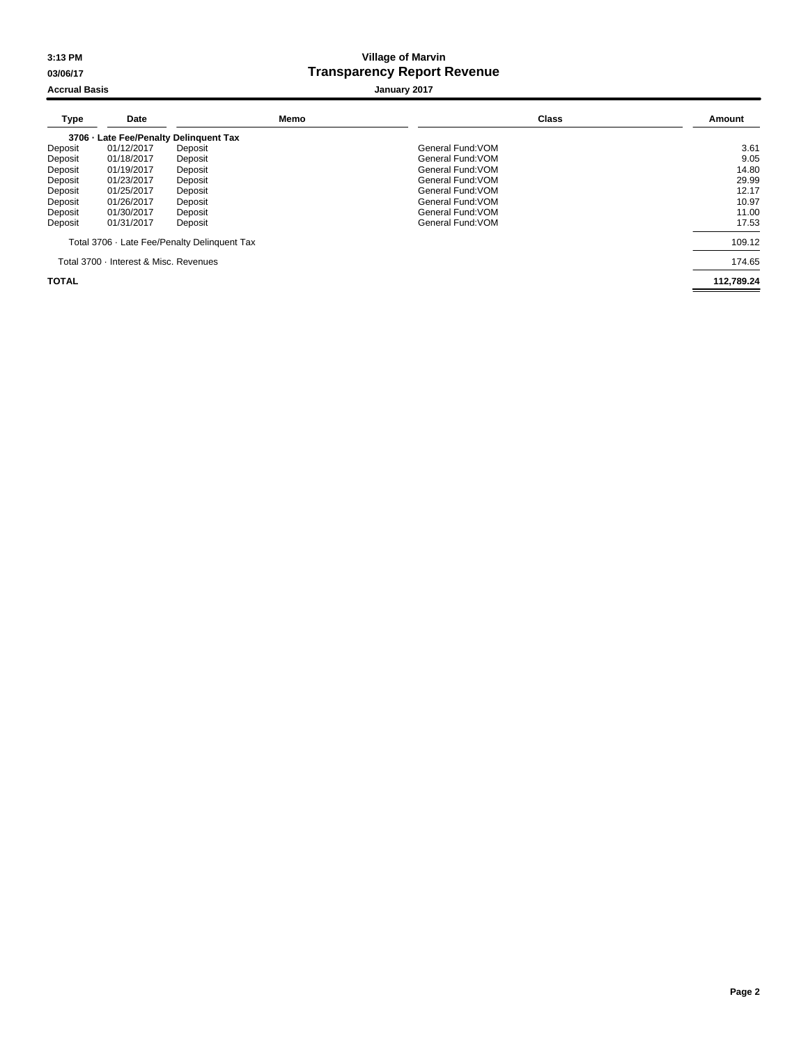**3:13 PM**
**03/06/17**
**Accrual Basis**

# Village of Marvin
## Transparency Report Revenue
**January 2017**

| Type | Date | Memo | Class | Amount |
|---|---|---|---|---|
| **3706 · Late Fee/Penalty Delinquent Tax** | | | | |
| Deposit | 01/12/2017 | Deposit | General Fund:VOM | 3.61 |
| Deposit | 01/18/2017 | Deposit | General Fund:VOM | 9.05 |
| Deposit | 01/19/2017 | Deposit | General Fund:VOM | 14.80 |
| Deposit | 01/23/2017 | Deposit | General Fund:VOM | 29.99 |
| Deposit | 01/25/2017 | Deposit | General Fund:VOM | 12.17 |
| Deposit | 01/26/2017 | Deposit | General Fund:VOM | 10.97 |
| Deposit | 01/30/2017 | Deposit | General Fund:VOM | 11.00 |
| Deposit | 01/31/2017 | Deposit | General Fund:VOM | 17.53 |
| Total 3706 · Late Fee/Penalty Delinquent Tax | | | | 109.12 |
| Total 3700 · Interest & Misc. Revenues | | | | 174.65 |
| **TOTAL** | | | | **112,789.24** |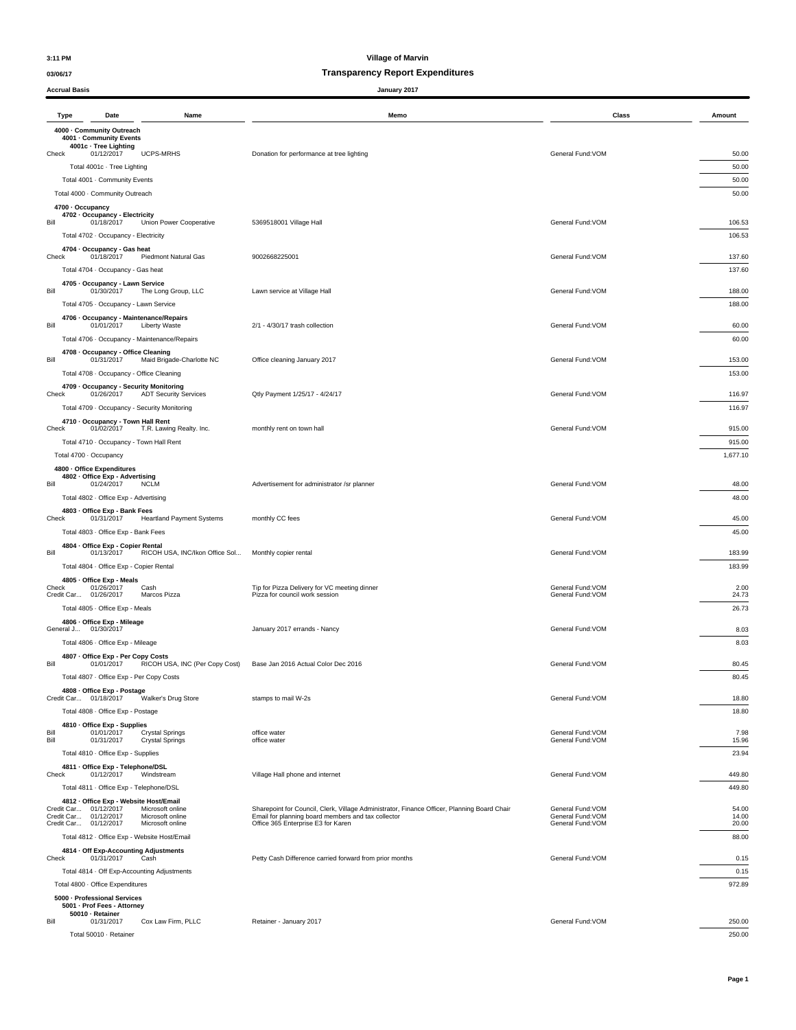**Village of Marvin**

## Transparency Report Expenditures

3:11 PM
03/06/17
Accrual Basis

January 2017

| Type | Date | Name | Memo | Class | Amount |
|---|---|---|---|---|---|
| **4000 · Community Outreach** | | | | | |
| **4001 · Community Events** | | | | | |
| **4001c · Tree Lighting** | | | | | |
| Check | 01/12/2017 | UCPS-MRHS | Donation for performance at tree lighting | General Fund:VOM | 50.00 |
| Total 4001c · Tree Lighting | | | | | 50.00 |
| Total 4001 · Community Events | | | | | 50.00 |
| Total 4000 · Community Outreach | | | | | 50.00 |
| **4700 · Occupancy** | | | | | |
| **4702 · Occupancy - Electricity** | | | | | |
| Bill | 01/18/2017 | Union Power Cooperative | 5369518001 Village Hall | General Fund:VOM | 106.53 |
| Total 4702 · Occupancy - Electricity | | | | | 106.53 |
| **4704 · Occupancy - Gas heat** | | | | | |
| Check | 01/18/2017 | Piedmont Natural Gas | 9002668225001 | General Fund:VOM | 137.60 |
| Total 4704 · Occupancy - Gas heat | | | | | 137.60 |
| **4705 · Occupancy - Lawn Service** | | | | | |
| Bill | 01/30/2017 | The Long Group, LLC | Lawn service at Village Hall | General Fund:VOM | 188.00 |
| Total 4705 · Occupancy - Lawn Service | | | | | 188.00 |
| **4706 · Occupancy - Maintenance/Repairs** | | | | | |
| Bill | 01/01/2017 | Liberty Waste | 2/1 - 4/30/17 trash collection | General Fund:VOM | 60.00 |
| Total 4706 · Occupancy - Maintenance/Repairs | | | | | 60.00 |
| **4708 · Occupancy - Office Cleaning** | | | | | |
| Bill | 01/31/2017 | Maid Brigade-Charlotte NC | Office cleaning January 2017 | General Fund:VOM | 153.00 |
| Total 4708 · Occupancy - Office Cleaning | | | | | 153.00 |
| **4709 · Occupancy - Security Monitoring** | | | | | |
| Check | 01/26/2017 | ADT Security Services | Qtly Payment 1/25/17 - 4/24/17 | General Fund:VOM | 116.97 |
| Total 4709 · Occupancy - Security Monitoring | | | | | 116.97 |
| **4710 · Occupancy - Town Hall Rent** | | | | | |
| Check | 01/02/2017 | T.R. Lawing Realty. Inc. | monthly rent on town hall | General Fund:VOM | 915.00 |
| Total 4710 · Occupancy - Town Hall Rent | | | | | 915.00 |
| Total 4700 · Occupancy | | | | | 1,677.10 |
| **4800 · Office Expenditures** | | | | | |
| **4802 · Office Exp - Advertising** | | | | | |
| Bill | 01/24/2017 | NCLM | Advertisement for administrator /sr planner | General Fund:VOM | 48.00 |
| Total 4802 · Office Exp - Advertising | | | | | 48.00 |
| **4803 · Office Exp - Bank Fees** | | | | | |
| Check | 01/31/2017 | Heartland Payment Systems | monthly CC fees | General Fund:VOM | 45.00 |
| Total 4803 · Office Exp - Bank Fees | | | | | 45.00 |
| **4804 · Office Exp - Copier Rental** | | | | | |
| Bill | 01/13/2017 | RICOH USA, INC/Ikon Office Sol... | Monthly copier rental | General Fund:VOM | 183.99 |
| Total 4804 · Office Exp - Copier Rental | | | | | 183.99 |
| **4805 · Office Exp - Meals** | | | | | |
| Check | 01/26/2017 | Cash | Tip for Pizza Delivery for VC meeting dinner | General Fund:VOM | 2.00 |
| Credit Car... | 01/26/2017 | Marcos Pizza | Pizza for council work session | General Fund:VOM | 24.73 |
| Total 4805 · Office Exp - Meals | | | | | 26.73 |
| **4806 · Office Exp - Mileage** | | | | | |
| General J... | 01/30/2017 | | January 2017 errands - Nancy | General Fund:VOM | 8.03 |
| Total 4806 · Office Exp - Mileage | | | | | 8.03 |
| **4807 · Office Exp - Per Copy Costs** | | | | | |
| Bill | 01/01/2017 | RICOH USA, INC (Per Copy Cost) | Base Jan 2016 Actual Color Dec 2016 | General Fund:VOM | 80.45 |
| Total 4807 · Office Exp - Per Copy Costs | | | | | 80.45 |
| **4808 · Office Exp - Postage** | | | | | |
| Credit Car... | 01/18/2017 | Walker's Drug Store | stamps to mail W-2s | General Fund:VOM | 18.80 |
| Total 4808 · Office Exp - Postage | | | | | 18.80 |
| **4810 · Office Exp - Supplies** | | | | | |
| Bill | 01/01/2017 | Crystal Springs | office water | General Fund:VOM | 7.98 |
| Bill | 01/31/2017 | Crystal Springs | office water | General Fund:VOM | 15.96 |
| Total 4810 · Office Exp - Supplies | | | | | 23.94 |
| **4811 · Office Exp - Telephone/DSL** | | | | | |
| Check | 01/12/2017 | Windstream | Village Hall phone and internet | General Fund:VOM | 449.80 |
| Total 4811 · Office Exp - Telephone/DSL | | | | | 449.80 |
| **4812 · Office Exp - Website Host/Email** | | | | | |
| Credit Car... | 01/12/2017 | Microsoft online | Sharepoint for Council, Clerk, Village Administrator, Finance Officer, Planning Board Chair | General Fund:VOM | 54.00 |
| Credit Car... | 01/12/2017 | Microsoft online | Email for planning board members and tax collector | General Fund:VOM | 14.00 |
| Credit Car... | 01/12/2017 | Microsoft online | Office 365 Enterprise E3 for Karen | General Fund:VOM | 20.00 |
| Total 4812 · Office Exp - Website Host/Email | | | | | 88.00 |
| **4814 · Off Exp-Accounting Adjustments** | | | | | |
| Check | 01/31/2017 | Cash | Petty Cash Difference carried forward from prior months | General Fund:VOM | 0.15 |
| Total 4814 · Off Exp-Accounting Adjustments | | | | | 0.15 |
| Total 4800 · Office Expenditures | | | | | 972.89 |
| **5000 · Professional Services** | | | | | |
| **5001 · Prof Fees - Attorney** | | | | | |
| **50010 · Retainer** | | | | | |
| Bill | 01/31/2017 | Cox Law Firm, PLLC | Retainer - January 2017 | General Fund:VOM | 250.00 |
| Total 50010 · Retainer | | | | | 250.00 |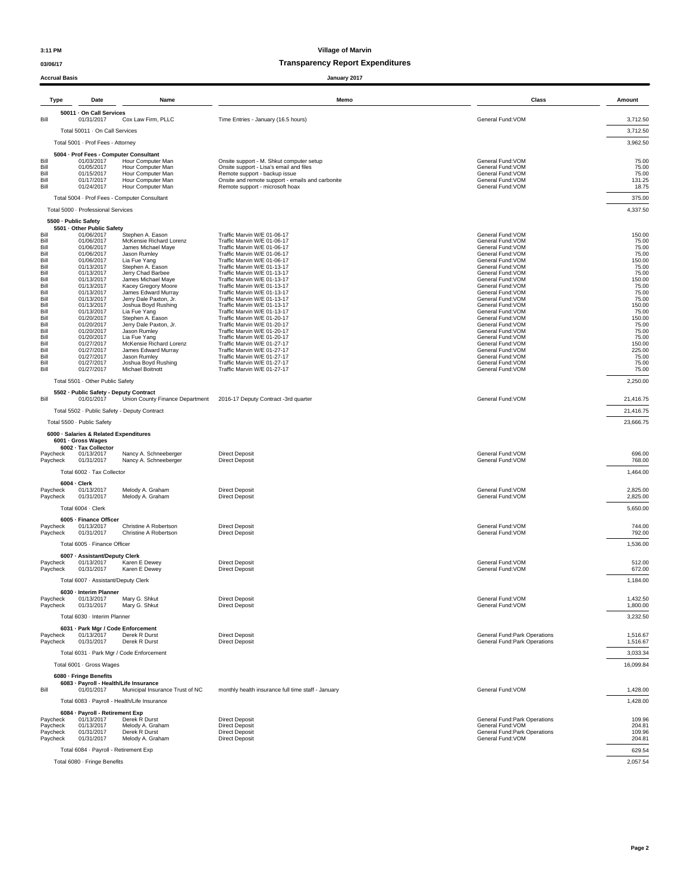**3:11 PM** **Village of Marvin**

**03/06/17** **Transparency Report Expenditures**

**Accrual Basis** **January 2017**

| Type | Date | Name | Memo | Class | Amount |
|---|---|---|---|---|---|
| **50011 · On Call Services** | | | | | |
| Bill | 01/31/2017 | Cox Law Firm, PLLC | Time Entries - January (16.5 hours) | General Fund:VOM | 3,712.50 |
| Total 50011 · On Call Services | | | | | 3,712.50 |
| Total 5001 · Prof Fees - Attorney | | | | | 3,962.50 |
| **5004 · Prof Fees - Computer Consultant** | | | | | |
| Bill | 01/03/2017 | Hour Computer Man | Onsite support - M. Shkut computer setup | General Fund:VOM | 75.00 |
| Bill | 01/05/2017 | Hour Computer Man | Onsite support - Lisa's email and files | General Fund:VOM | 75.00 |
| Bill | 01/15/2017 | Hour Computer Man | Remote support - backup issue | General Fund:VOM | 75.00 |
| Bill | 01/17/2017 | Hour Computer Man | Onsite and remote support - emails and carbonite | General Fund:VOM | 131.25 |
| Bill | 01/24/2017 | Hour Computer Man | Remote support - microsoft hoax | General Fund:VOM | 18.75 |
| Total 5004 · Prof Fees - Computer Consultant | | | | | 375.00 |
| Total 5000 · Professional Services | | | | | 4,337.50 |
| **5500 · Public Safety** | | | | | |
| **5501 · Other Public Safety** | | | | | |
| Bill | 01/06/2017 | Stephen A. Eason | Traffic Marvin W/E 01-06-17 | General Fund:VOM | 150.00 |
| Bill | 01/06/2017 | McKensie Richard Lorenz | Traffic Marvin W/E 01-06-17 | General Fund:VOM | 75.00 |
| Bill | 01/06/2017 | James Michael Maye | Traffic Marvin W/E 01-06-17 | General Fund:VOM | 75.00 |
| Bill | 01/06/2017 | Jason Rumley | Traffic Marvin W/E 01-06-17 | General Fund:VOM | 75.00 |
| Bill | 01/06/2017 | Lia Fue Yang | Traffic Marvin W/E 01-06-17 | General Fund:VOM | 150.00 |
| Bill | 01/13/2017 | Stephen A. Eason | Traffic Marvin W/E 01-13-17 | General Fund:VOM | 75.00 |
| Bill | 01/13/2017 | Jerry Chad Barbee | Traffic Marvin W/E 01-13-17 | General Fund:VOM | 75.00 |
| Bill | 01/13/2017 | James Michael Maye | Traffic Marvin W/E 01-13-17 | General Fund:VOM | 150.00 |
| Bill | 01/13/2017 | Kacey Gregory Moore | Traffic Marvin W/E 01-13-17 | General Fund:VOM | 75.00 |
| Bill | 01/13/2017 | James Edward Murray | Traffic Marvin W/E 01-13-17 | General Fund:VOM | 75.00 |
| Bill | 01/13/2017 | Jerry Dale Paxton, Jr. | Traffic Marvin W/E 01-13-17 | General Fund:VOM | 75.00 |
| Bill | 01/13/2017 | Joshua Boyd Rushing | Traffic Marvin W/E 01-13-17 | General Fund:VOM | 150.00 |
| Bill | 01/13/2017 | Lia Fue Yang | Traffic Marvin W/E 01-13-17 | General Fund:VOM | 75.00 |
| Bill | 01/20/2017 | Stephen A. Eason | Traffic Marvin W/E 01-20-17 | General Fund:VOM | 150.00 |
| Bill | 01/20/2017 | Jerry Dale Paxton, Jr. | Traffic Marvin W/E 01-20-17 | General Fund:VOM | 75.00 |
| Bill | 01/20/2017 | Jason Rumley | Traffic Marvin W/E 01-20-17 | General Fund:VOM | 75.00 |
| Bill | 01/20/2017 | Lia Fue Yang | Traffic Marvin W/E 01-20-17 | General Fund:VOM | 75.00 |
| Bill | 01/27/2017 | McKensie Richard Lorenz | Traffic Marvin W/E 01-27-17 | General Fund:VOM | 150.00 |
| Bill | 01/27/2017 | James Edward Murray | Traffic Marvin W/E 01-27-17 | General Fund:VOM | 225.00 |
| Bill | 01/27/2017 | Jason Rumley | Traffic Marvin W/E 01-27-17 | General Fund:VOM | 75.00 |
| Bill | 01/27/2017 | Joshua Boyd Rushing | Traffic Marvin W/E 01-27-17 | General Fund:VOM | 75.00 |
| Bill | 01/27/2017 | Michael Boitnott | Traffic Marvin W/E 01-27-17 | General Fund:VOM | 75.00 |
| Total 5501 · Other Public Safety | | | | | 2,250.00 |
| **5502 · Public Safety - Deputy Contract** | | | | | |
| Bill | 01/01/2017 | Union County Finance Department | 2016-17 Deputy Contract -3rd quarter | General Fund:VOM | 21,416.75 |
| Total 5502 · Public Safety - Deputy Contract | | | | | 21,416.75 |
| Total 5500 · Public Safety | | | | | 23,666.75 |
| **6000 · Salaries & Related Expenditures** | | | | | |
| **6001 · Gross Wages** | | | | | |
| **6002 · Tax Collector** | | | | | |
| Paycheck | 01/13/2017 | Nancy A. Schneeberger | Direct Deposit | General Fund:VOM | 696.00 |
| Paycheck | 01/31/2017 | Nancy A. Schneeberger | Direct Deposit | General Fund:VOM | 768.00 |
| Total 6002 · Tax Collector | | | | | 1,464.00 |
| **6004 · Clerk** | | | | | |
| Paycheck | 01/13/2017 | Melody A. Graham | Direct Deposit | General Fund:VOM | 2,825.00 |
| Paycheck | 01/31/2017 | Melody A. Graham | Direct Deposit | General Fund:VOM | 2,825.00 |
| Total 6004 · Clerk | | | | | 5,650.00 |
| **6005 · Finance Officer** | | | | | |
| Paycheck | 01/13/2017 | Christine A Robertson | Direct Deposit | General Fund:VOM | 744.00 |
| Paycheck | 01/31/2017 | Christine A Robertson | Direct Deposit | General Fund:VOM | 792.00 |
| Total 6005 · Finance Officer | | | | | 1,536.00 |
| **6007 · Assistant/Deputy Clerk** | | | | | |
| Paycheck | 01/13/2017 | Karen E Dewey | Direct Deposit | General Fund:VOM | 512.00 |
| Paycheck | 01/31/2017 | Karen E Dewey | Direct Deposit | General Fund:VOM | 672.00 |
| Total 6007 · Assistant/Deputy Clerk | | | | | 1,184.00 |
| **6030 · Interim Planner** | | | | | |
| Paycheck | 01/13/2017 | Mary G. Shkut | Direct Deposit | General Fund:VOM | 1,432.50 |
| Paycheck | 01/31/2017 | Mary G. Shkut | Direct Deposit | General Fund:VOM | 1,800.00 |
| Total 6030 · Interim Planner | | | | | 3,232.50 |
| **6031 · Park Mgr / Code Enforcement** | | | | | |
| Paycheck | 01/13/2017 | Derek R Durst | Direct Deposit | General Fund:Park Operations | 1,516.67 |
| Paycheck | 01/31/2017 | Derek R Durst | Direct Deposit | General Fund:Park Operations | 1,516.67 |
| Total 6031 · Park Mgr / Code Enforcement | | | | | 3,033.34 |
| Total 6001 · Gross Wages | | | | | 16,099.84 |
| **6080 · Fringe Benefits** | | | | | |
| **6083 · Payroll - Health/Life Insurance** | | | | | |
| Bill | 01/01/2017 | Municipal Insurance Trust of NC | monthly health insurance full time staff - January | General Fund:VOM | 1,428.00 |
| Total 6083 · Payroll - Health/Life Insurance | | | | | 1,428.00 |
| **6084 · Payroll - Retirement Exp** | | | | | |
| Paycheck | 01/13/2017 | Derek R Durst | Direct Deposit | General Fund:Park Operations | 109.96 |
| Paycheck | 01/13/2017 | Melody A. Graham | Direct Deposit | General Fund:VOM | 204.81 |
| Paycheck | 01/31/2017 | Derek R Durst | Direct Deposit | General Fund:Park Operations | 109.96 |
| Paycheck | 01/31/2017 | Melody A. Graham | Direct Deposit | General Fund:VOM | 204.81 |
| Total 6084 · Payroll - Retirement Exp | | | | | 629.54 |
| Total 6080 · Fringe Benefits | | | | | 2,057.54 |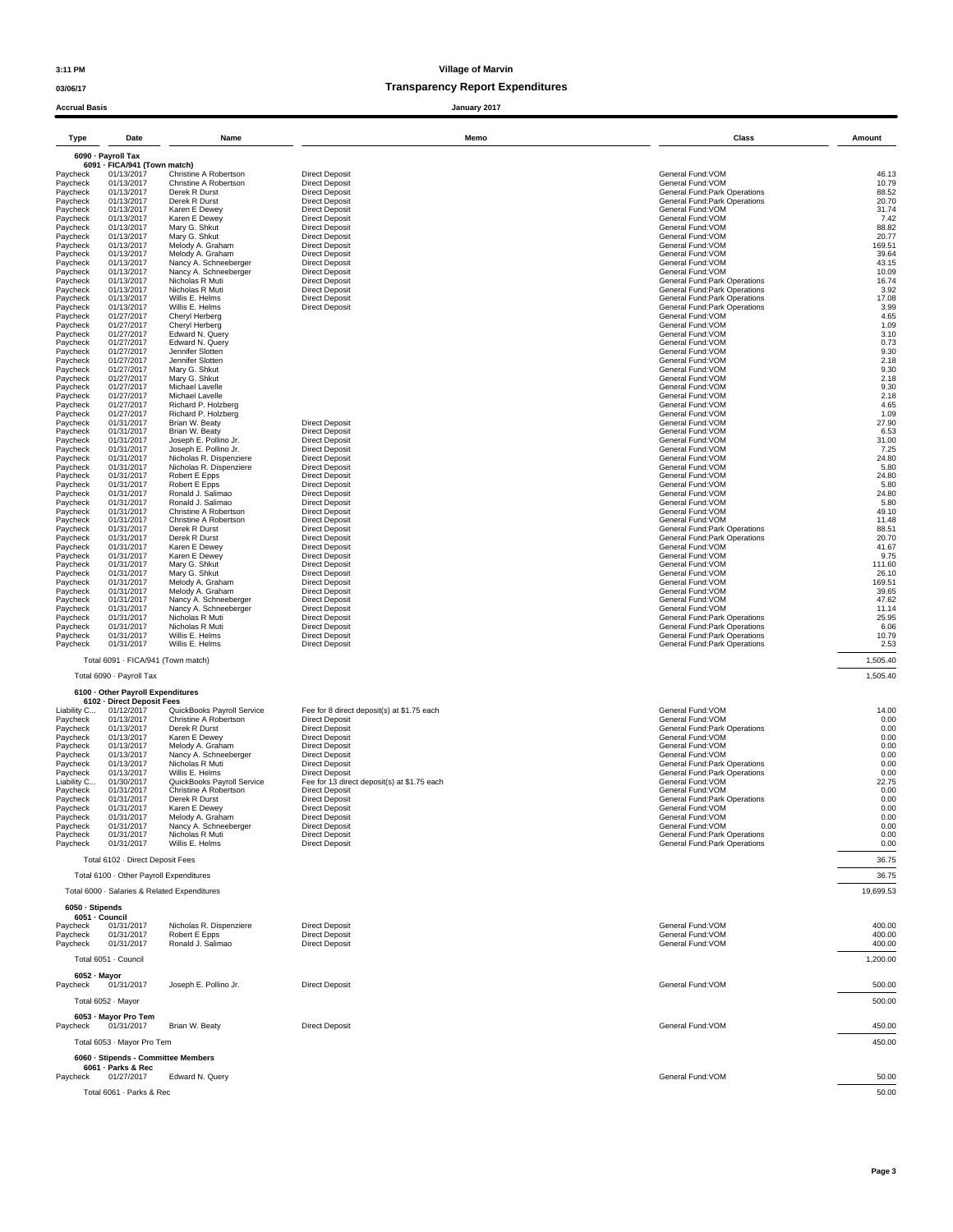**Village of Marvin**

**Transparency Report Expenditures**

Accrual Basis — January 2017

| Type | Date | Name | Memo | Class | Amount |
|---|---|---|---|---|---|
| **6090 · Payroll Tax** | | | | | |
| **6091 · FICA/941 (Town match)** | | | | | |
| Paycheck | 01/13/2017 | Christine A Robertson | Direct Deposit | General Fund:VOM | 46.13 |
| Paycheck | 01/13/2017 | Christine A Robertson | Direct Deposit | General Fund:VOM | 10.79 |
| Paycheck | 01/13/2017 | Derek R Durst | Direct Deposit | General Fund:Park Operations | 88.52 |
| Paycheck | 01/13/2017 | Derek R Durst | Direct Deposit | General Fund:Park Operations | 20.70 |
| Paycheck | 01/13/2017 | Karen E Dewey | Direct Deposit | General Fund:VOM | 31.74 |
| Paycheck | 01/13/2017 | Karen E Dewey | Direct Deposit | General Fund:VOM | 7.42 |
| Paycheck | 01/13/2017 | Mary G. Shkut | Direct Deposit | General Fund:VOM | 88.82 |
| Paycheck | 01/13/2017 | Mary G. Shkut | Direct Deposit | General Fund:VOM | 20.77 |
| Paycheck | 01/13/2017 | Melody A. Graham | Direct Deposit | General Fund:VOM | 169.51 |
| Paycheck | 01/13/2017 | Melody A. Graham | Direct Deposit | General Fund:VOM | 39.64 |
| Paycheck | 01/13/2017 | Nancy A. Schneeberger | Direct Deposit | General Fund:VOM | 43.15 |
| Paycheck | 01/13/2017 | Nancy A. Schneeberger | Direct Deposit | General Fund:VOM | 10.09 |
| Paycheck | 01/13/2017 | Nicholas R Muti | Direct Deposit | General Fund:Park Operations | 16.74 |
| Paycheck | 01/13/2017 | Nicholas R Muti | Direct Deposit | General Fund:Park Operations | 3.92 |
| Paycheck | 01/13/2017 | Willis E. Helms | Direct Deposit | General Fund:Park Operations | 17.08 |
| Paycheck | 01/13/2017 | Willis E. Helms | Direct Deposit | General Fund:Park Operations | 3.99 |
| Paycheck | 01/27/2017 | Cheryl Herberg | | General Fund:VOM | 4.65 |
| Paycheck | 01/27/2017 | Cheryl Herberg | | General Fund:VOM | 1.09 |
| Paycheck | 01/27/2017 | Edward N. Query | | General Fund:VOM | 3.10 |
| Paycheck | 01/27/2017 | Edward N. Query | | General Fund:VOM | 0.73 |
| Paycheck | 01/27/2017 | Jennifer Slotten | | General Fund:VOM | 9.30 |
| Paycheck | 01/27/2017 | Jennifer Slotten | | General Fund:VOM | 2.18 |
| Paycheck | 01/27/2017 | Mary G. Shkut | | General Fund:VOM | 9.30 |
| Paycheck | 01/27/2017 | Mary G. Shkut | | General Fund:VOM | 2.18 |
| Paycheck | 01/27/2017 | Michael Lavelle | | General Fund:VOM | 9.30 |
| Paycheck | 01/27/2017 | Michael Lavelle | | General Fund:VOM | 2.18 |
| Paycheck | 01/27/2017 | Richard P. Holzberg | | General Fund:VOM | 4.65 |
| Paycheck | 01/27/2017 | Richard P. Holzberg | | General Fund:VOM | 1.09 |
| Paycheck | 01/31/2017 | Brian W. Beaty | Direct Deposit | General Fund:VOM | 27.90 |
| Paycheck | 01/31/2017 | Brian W. Beaty | Direct Deposit | General Fund:VOM | 6.53 |
| Paycheck | 01/31/2017 | Joseph E. Pollino Jr. | Direct Deposit | General Fund:VOM | 31.00 |
| Paycheck | 01/31/2017 | Joseph E. Pollino Jr. | Direct Deposit | General Fund:VOM | 7.25 |
| Paycheck | 01/31/2017 | Nicholas R. Dispenziere | Direct Deposit | General Fund:VOM | 24.80 |
| Paycheck | 01/31/2017 | Nicholas R. Dispenziere | Direct Deposit | General Fund:VOM | 5.80 |
| Paycheck | 01/31/2017 | Robert E Epps | Direct Deposit | General Fund:VOM | 24.80 |
| Paycheck | 01/31/2017 | Robert E Epps | Direct Deposit | General Fund:VOM | 5.80 |
| Paycheck | 01/31/2017 | Ronald J. Salimao | Direct Deposit | General Fund:VOM | 24.80 |
| Paycheck | 01/31/2017 | Ronald J. Salimao | Direct Deposit | General Fund:VOM | 5.80 |
| Paycheck | 01/31/2017 | Christine A Robertson | Direct Deposit | General Fund:VOM | 49.10 |
| Paycheck | 01/31/2017 | Christine A Robertson | Direct Deposit | General Fund:VOM | 11.48 |
| Paycheck | 01/31/2017 | Derek R Durst | Direct Deposit | General Fund:Park Operations | 88.51 |
| Paycheck | 01/31/2017 | Derek R Durst | Direct Deposit | General Fund:Park Operations | 20.70 |
| Paycheck | 01/31/2017 | Karen E Dewey | Direct Deposit | General Fund:VOM | 41.67 |
| Paycheck | 01/31/2017 | Karen E Dewey | Direct Deposit | General Fund:VOM | 9.75 |
| Paycheck | 01/31/2017 | Mary G. Shkut | Direct Deposit | General Fund:VOM | 111.60 |
| Paycheck | 01/31/2017 | Mary G. Shkut | Direct Deposit | General Fund:VOM | 26.10 |
| Paycheck | 01/31/2017 | Melody A. Graham | Direct Deposit | General Fund:VOM | 169.51 |
| Paycheck | 01/31/2017 | Melody A. Graham | Direct Deposit | General Fund:VOM | 39.65 |
| Paycheck | 01/31/2017 | Nancy A. Schneeberger | Direct Deposit | General Fund:VOM | 47.62 |
| Paycheck | 01/31/2017 | Nancy A. Schneeberger | Direct Deposit | General Fund:VOM | 11.14 |
| Paycheck | 01/31/2017 | Nicholas R Muti | Direct Deposit | General Fund:Park Operations | 25.95 |
| Paycheck | 01/31/2017 | Nicholas R Muti | Direct Deposit | General Fund:Park Operations | 6.06 |
| Paycheck | 01/31/2017 | Willis E. Helms | Direct Deposit | General Fund:Park Operations | 10.79 |
| Paycheck | 01/31/2017 | Willis E. Helms | Direct Deposit | General Fund:Park Operations | 2.53 |
| Total 6091 · FICA/941 (Town match) | | | | | 1,505.40 |
| Total 6090 · Payroll Tax | | | | | 1,505.40 |
| **6100 · Other Payroll Expenditures** | | | | | |
| **6102 · Direct Deposit Fees** | | | | | |
| Liability C... | 01/12/2017 | QuickBooks Payroll Service | Fee for 8 direct deposit(s) at $1.75 each | General Fund:VOM | 14.00 |
| Paycheck | 01/13/2017 | Christine A Robertson | Direct Deposit | General Fund:VOM | 0.00 |
| Paycheck | 01/13/2017 | Derek R Durst | Direct Deposit | General Fund:Park Operations | 0.00 |
| Paycheck | 01/13/2017 | Karen E Dewey | Direct Deposit | General Fund:VOM | 0.00 |
| Paycheck | 01/13/2017 | Melody A. Graham | Direct Deposit | General Fund:VOM | 0.00 |
| Paycheck | 01/13/2017 | Nancy A. Schneeberger | Direct Deposit | General Fund:VOM | 0.00 |
| Paycheck | 01/13/2017 | Nicholas R Muti | Direct Deposit | General Fund:Park Operations | 0.00 |
| Paycheck | 01/13/2017 | Willis E. Helms | Direct Deposit | General Fund:Park Operations | 0.00 |
| Liability C... | 01/30/2017 | QuickBooks Payroll Service | Fee for 13 direct deposit(s) at $1.75 each | General Fund:VOM | 22.75 |
| Paycheck | 01/31/2017 | Christine A Robertson | Direct Deposit | General Fund:VOM | 0.00 |
| Paycheck | 01/31/2017 | Derek R Durst | Direct Deposit | General Fund:Park Operations | 0.00 |
| Paycheck | 01/31/2017 | Karen E Dewey | Direct Deposit | General Fund:VOM | 0.00 |
| Paycheck | 01/31/2017 | Melody A. Graham | Direct Deposit | General Fund:VOM | 0.00 |
| Paycheck | 01/31/2017 | Nancy A. Schneeberger | Direct Deposit | General Fund:VOM | 0.00 |
| Paycheck | 01/31/2017 | Nicholas R Muti | Direct Deposit | General Fund:Park Operations | 0.00 |
| Paycheck | 01/31/2017 | Willis E. Helms | Direct Deposit | General Fund:Park Operations | 0.00 |
| Total 6102 · Direct Deposit Fees | | | | | 36.75 |
| Total 6100 · Other Payroll Expenditures | | | | | 36.75 |
| Total 6000 · Salaries & Related Expenditures | | | | | 19,699.53 |
| **6050 · Stipends** | | | | | |
| **6051 · Council** | | | | | |
| Paycheck | 01/31/2017 | Nicholas R. Dispenziere | Direct Deposit | General Fund:VOM | 400.00 |
| Paycheck | 01/31/2017 | Robert E Epps | Direct Deposit | General Fund:VOM | 400.00 |
| Paycheck | 01/31/2017 | Ronald J. Salimao | Direct Deposit | General Fund:VOM | 400.00 |
| Total 6051 · Council | | | | | 1,200.00 |
| **6052 · Mayor** | | | | | |
| Paycheck | 01/31/2017 | Joseph E. Pollino Jr. | Direct Deposit | General Fund:VOM | 500.00 |
| Total 6052 · Mayor | | | | | 500.00 |
| **6053 · Mayor Pro Tem** | | | | | |
| Paycheck | 01/31/2017 | Brian W. Beaty | Direct Deposit | General Fund:VOM | 450.00 |
| Total 6053 · Mayor Pro Tem | | | | | 450.00 |
| **6060 · Stipends - Committee Members** | | | | | |
| **6061 · Parks & Rec** | | | | | |
| Paycheck | 01/27/2017 | Edward N. Query | | General Fund:VOM | 50.00 |
| Total 6061 · Parks & Rec | | | | | 50.00 |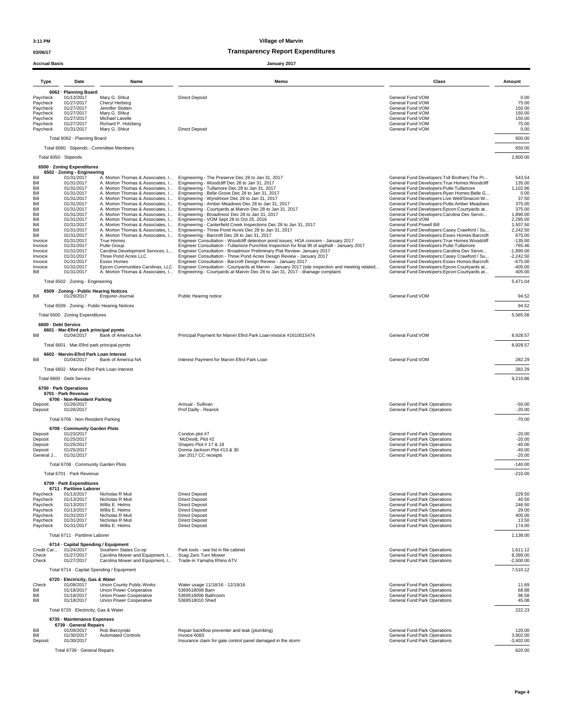**Village of Marvin**

**Transparency Report Expenditures**

Accrual Basis — January 2017

3:11 PM — 03/06/17

| Type | Date | Name | Memo | Class | Amount |
|---|---|---|---|---|---|
| **6062 · Planning Board** | | | | | |
| Paycheck | 01/13/2017 | Mary G. Shkut | Direct Deposit | General Fund:VOM | 0.00 |
| Paycheck | 01/27/2017 | Cheryl Herberg | | General Fund:VOM | 75.00 |
| Paycheck | 01/27/2017 | Jennifer Slotten | | General Fund:VOM | 150.00 |
| Paycheck | 01/27/2017 | Mary G. Shkut | | General Fund:VOM | 150.00 |
| Paycheck | 01/27/2017 | Michael Lavelle | | General Fund:VOM | 150.00 |
| Paycheck | 01/27/2017 | Richard P. Holzberg | | General Fund:VOM | 75.00 |
| Paycheck | 01/31/2017 | Mary G. Shkut | Direct Deposit | General Fund:VOM | 0.00 |
| Total 6062 · Planning Board | | | | | 600.00 |
| Total 6060 · Stipends - Committee Members | | | | | 650.00 |
| Total 6050 · Stipends | | | | | 2,800.00 |
| **6500 · Zoning Expenditures** | | | | | |
| **6502 · Zoning - Engineering** | | | | | |
| Bill | 01/31/2017 | A. Morton Thomas & Associates, I... | Engineering - The Preserve Dec 28 to Jan 31, 2017 | General Fund:Developers:Toll Brothers:The Pr... | 543.54 |
| Bill | 01/31/2017 | A. Morton Thomas & Associates, I... | Engineering - Woodcliff Dec 28 to Jan 31, 2017 | General Fund:Developers:True Homes:Woodcliff | 135.00 |
| Bill | 01/31/2017 | A. Morton Thomas & Associates, I... | Engineering - Tullamore Dec 28 to Jan 31, 2017 | General Fund:Developers:Pulte:Tullamore | 1,102.96 |
| Bill | 01/31/2017 | A. Morton Thomas & Associates, I... | Engineering - Belle Grove Dec 28 to Jan 31, 2017 | General Fund:Developers:Ryan Homes:Belle G... | 0.00 |
| Bill | 01/31/2017 | A. Morton Thomas & Associates, I... | Engineering - Wyndmoor Dec 28 to Jan 31, 2017 | General Fund:Developers:Live Well/Sinacori:W... | 37.50 |
| Bill | 01/31/2017 | A. Morton Thomas & Associates, I... | Engineering - Amber Meadows Dec 28 to Jan 31, 2017 | General Fund:Developers:Pulte:Amber Meadows | 375.00 |
| Bill | 01/31/2017 | A. Morton Thomas & Associates, I... | Engineering - Courtyards at Marvin Dec 28 to Jan 31, 2017 | General Fund:Developers:Epcon:Courtyards at... | 375.00 |
| Bill | 01/31/2017 | A. Morton Thomas & Associates, I... | Engineering - Broadmoor Dec 28 to Jan 31, 2017 | General Fund:Developers:Carolina Dev Servic... | 1,890.00 |
| Bill | 01/31/2017 | A. Morton Thomas & Associates, I... | Engineering - VOM Sept 28 to Oct 25, 2016 | General Fund:VOM | 2,295.00 |
| Bill | 01/31/2017 | A. Morton Thomas & Associates, I... | Engineering - Canterfield Creek Inspections Dec 28 to Jan 31, 2017 | General Fund:Powell Bill | 1,507.50 |
| Bill | 01/31/2017 | A. Morton Thomas & Associates, I... | Engineering - Three Pond Acres Dec 28 to Jan 31, 2017 | General Fund:Developers:Casey Crawford / Su... | 2,242.50 |
| Bill | 01/31/2017 | A. Morton Thomas & Associates, I... | Engineering - Barcroft Dec 28 to Jan 31, 2017 | General Fund:Developers:Essex Homes:Barcroft | 675.00 |
| Invoice | 01/31/2017 | True Homes | Engineer Consultation - Woodcliff detention pond issues; HOA concern - January 2017 | General Fund:Developers:True Homes:Woodcliff | -135.00 |
| Invoice | 01/31/2017 | Pulte Group | Engineer Consultation - Tullamore Punchlist Inspection for final lift of asphalt - January 2017 | General Fund:Developers:Pulte:Tullamore | -765.46 |
| Invoice | 01/31/2017 | Carolina Development Services, L... | Engineer Consultation - Broadmoor Preliminary Plat Review- January 2017 | General Fund:Developers:Carolina Dev Servic... | -1,890.00 |
| Invoice | 01/31/2017 | Three Pond Acres LLC | Engineer Consultation - Three Pond Acres Design Review - January 2017 | General Fund:Developers:Casey Crawford / Su... | -2,242.50 |
| Invoice | 01/31/2017 | Essex Homes | Engineer Consultation - Barcroft Design Review - January 2017 | General Fund:Developers:Essex Homes:Barcroft | -675.00 |
| Invoice | 01/31/2017 | Epcon Communities Carolinas, LLC | Engineer Consultation - Courtyards at Marvin - January 2017 (site inspection and meeting related... | General Fund:Developers:Epcon:Courtyards at... | -405.00 |
| Bill | 01/31/2017 | A. Morton Thomas & Associates, I... | Engineering - Courtyards at Marvin Dec 28 to Jan 31, 2017 - drainage complaint | General Fund:Developers:Epcon:Courtyards at... | 405.00 |
| Total 6502 · Zoning - Engineering | | | | | 5,471.04 |
| **6509 · Zoning - Public Hearing Notices** | | | | | |
| Bill | 01/29/2017 | Enquirer-Journal | Public Hearing notice | General Fund:VOM | 94.52 |
| Total 6509 · Zoning - Public Hearing Notices | | | | | 94.52 |
| Total 6500 · Zoning Expenditures | | | | | 5,565.56 |
| **6600 · Debt Service** | | | | | |
| **6601 · Mar-Efird park principal pymts** | | | | | |
| Bill | 01/04/2017 | Bank of America NA | Principal Payment for Marvin Efird Park Loan-Invoice #1610015474 | General Fund:VOM | 8,928.57 |
| Total 6601 · Mar-Efird park principal pymts | | | | | 8,928.57 |
| **6602 · Marvin-Efird Park Loan Interest** | | | | | |
| Bill | 01/04/2017 | Bank of America NA | Interest Payment for Marvin Efird Park Loan | General Fund:VOM | 282.29 |
| Total 6602 · Marvin-Efird Park Loan Interest | | | | | 282.29 |
| Total 6600 · Debt Service | | | | | 9,210.86 |
| **6700 · Park Operations** | | | | | |
| **6701 · Park Revenue** | | | | | |
| **6706 · Non-Resident Parking** | | | | | |
| Deposit | 01/26/2017 | | Annual - Sullivan | General Fund:Park Operations | -50.00 |
| Deposit | 01/26/2017 | | Prof Dailly - Rearick | General Fund:Park Operations | -20.00 |
| Total 6706 · Non-Resident Parking | | | | | -70.00 |
| **6708 · Community Garden Plots** | | | | | |
| Deposit | 01/23/2017 | | Condon plot #7 | General Fund:Park Operations | -20.00 |
| Deposit | 01/25/2017 | | `McDevitt, Plot #2 | General Fund:Park Operations | -20.00 |
| Deposit | 01/25/2017 | | Shapiro Plot # 17 & 18 | General Fund:Park Operations | -40.00 |
| Deposit | 01/25/2017 | | Donna Jackson Plot #13 & 30 | General Fund:Park Operations | -40.00 |
| General J... | 01/31/2017 | | Jan 2017 CC receipts | General Fund:Park Operations | -20.00 |
| Total 6708 · Community Garden Plots | | | | | -140.00 |
| Total 6701 · Park Revenue | | | | | -210.00 |
| **6709 · Park Expenditures** | | | | | |
| **6711 · Parttime Laborer** | | | | | |
| Paycheck | 01/13/2017 | Nicholas R Muti | Direct Deposit | General Fund:Park Operations | 229.50 |
| Paycheck | 01/13/2017 | Nicholas R Muti | Direct Deposit | General Fund:Park Operations | 40.50 |
| Paycheck | 01/13/2017 | Willis E. Helms | Direct Deposit | General Fund:Park Operations | 246.50 |
| Paycheck | 01/13/2017 | Willis E. Helms | Direct Deposit | General Fund:Park Operations | 29.00 |
| Paycheck | 01/31/2017 | Nicholas R Muti | Direct Deposit | General Fund:Park Operations | 405.00 |
| Paycheck | 01/31/2017 | Nicholas R Muti | Direct Deposit | General Fund:Park Operations | 13.50 |
| Paycheck | 01/31/2017 | Willis E. Helms | Direct Deposit | General Fund:Park Operations | 174.00 |
| Total 6711 · Parttime Laborer | | | | | 1,138.00 |
| **6714 · Capital Spending / Equipment** | | | | | |
| Credit Car... | 01/24/2017 | Southern States Co-op | Park tools - see list in file cabinet | General Fund:Park Operations | 1,611.12 |
| Check | 01/27/2017 | Carolina Mower and Equipment, I... | Scag Zero Turn Mower | General Fund:Park Operations | 8,399.00 |
| Check | 01/27/2017 | Carolina Mower and Equipment, I... | Trade-in Yamaha Rhino ATV | General Fund:Park Operations | -2,500.00 |
| Total 6714 · Capital Spending / Equipment | | | | | 7,510.12 |
| **6720 · Electricity, Gas & Water** | | | | | |
| Check | 01/09/2017 | Union County Public Works | Water usage 11/18/16 - 12/19/16 | General Fund:Park Operations | 11.69 |
| Bill | 01/18/2017 | Union Power Cooperative | 5369518008 Barn | General Fund:Park Operations | 68.88 |
| Bill | 01/18/2017 | Union Power Cooperative | 5369518006 Bathroom | General Fund:Park Operations | 96.58 |
| Bill | 01/18/2017 | Union Power Cooperative | 5369518010 Shed | General Fund:Park Operations | 45.08 |
| Total 6720 · Electricity, Gas & Water | | | | | 222.23 |
| **6735 · Maintenance Expenses** | | | | | |
| **6739 · General Repairs** | | | | | |
| Bill | 01/09/2017 | Rob Bierzynski | Repair backflow preventer and leak (plumbing) | General Fund:Park Operations | 120.00 |
| Bill | 01/30/2017 | Automated Controls | Invoice 6083 | General Fund:Park Operations | 3,902.00 |
| Deposit | 01/30/2017 | | Insurance claim for gate control panel damaged in the storm | General Fund:Park Operations | -3,402.00 |
| Total 6739 · General Repairs | | | | | 620.00 |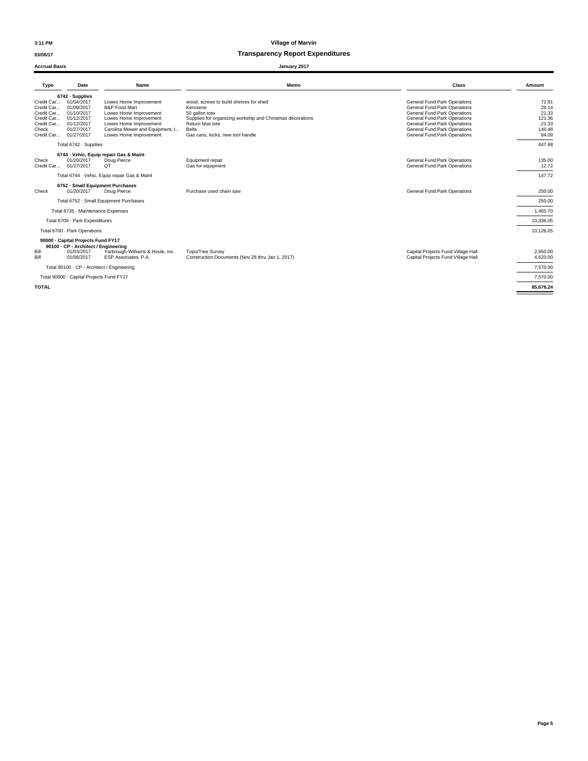**Village of Marvin**

## Transparency Report Expenditures

**Accrual Basis** — **January 2017**

| Type | Date | Name | Memo | Class | Amount |
|---|---|---|---|---|---|
| **6742 · Supplies** | | | | | |
| Credit Car... | 01/04/2017 | Lowes Home Improvement | wood, screws to build shelves for shed | General Fund:Park Operations | 72.91 |
| Credit Car... | 01/09/2017 | B&P Food Mart | Kerosene | General Fund:Park Operations | 29.14 |
| Credit Car... | 01/10/2017 | Lowes Home Improvement | 50 gallon tote | General Fund:Park Operations | 21.33 |
| Credit Car... | 01/12/2017 | Lowes Home Improvement | Supplies for organizing workship and Christmas decorations | General Fund:Park Operations | 121.36 |
| Credit Car... | 01/12/2017 | Lowes Home Improvement | Return blue tote | General Fund:Park Operations | -21.33 |
| Check | 01/27/2017 | Carolina Mower and Equipment, I... | Belts | General Fund:Park Operations | 140.48 |
| Credit Car... | 01/27/2017 | Lowes Home Improvement | Gas cans, locks, new tool handle | General Fund:Park Operations | 84.09 |
| Total 6742 · Supplies | | | | | 447.98 |
| **6744 · Vehic, Equip repair Gas & Maint** | | | | | |
| Check | 01/20/2017 | Doug Pierce | Equipment repair | General Fund:Park Operations | 135.00 |
| Credit Car... | 01/27/2017 | QT | Gas for equipment | General Fund:Park Operations | 12.72 |
| Total 6744 · Vehic, Equip repair Gas & Maint | | | | | 147.72 |
| **6752 · Small Equipment Purchases** | | | | | |
| Check | 01/20/2017 | Doug Pierce | Purchase used chain saw | General Fund:Park Operations | 250.00 |
| Total 6752 · Small Equipment Purchases | | | | | 250.00 |
| Total 6735 · Maintenance Expenses | | | | | 1,465.70 |
| Total 6709 · Park Expenditures | | | | | 10,336.05 |
| Total 6700 · Park Operations | | | | | 10,126.05 |
| **90000 · Capital Projects Fund FY17** | | | | | |
| **90100 · CP - Architect / Engineering** | | | | | |
| Bill | 01/03/2017 | Yarbrough-Williams & Houle, Inc. | Topo/Tree Survey | Capital Projects Fund:Village Hall | 2,950.00 |
| Bill | 01/06/2017 | ESP Associates, P.A. | Construction Documents (Nov 28 thru Jan 1, 2017) | Capital Projects Fund:Village Hall | 4,620.00 |
| Total 90100 · CP - Architect / Engineering | | | | | 7,570.00 |
| Total 90000 · Capital Projects Fund FY17 | | | | | 7,570.00 |
| **TOTAL** | | | | | **85,676.24** |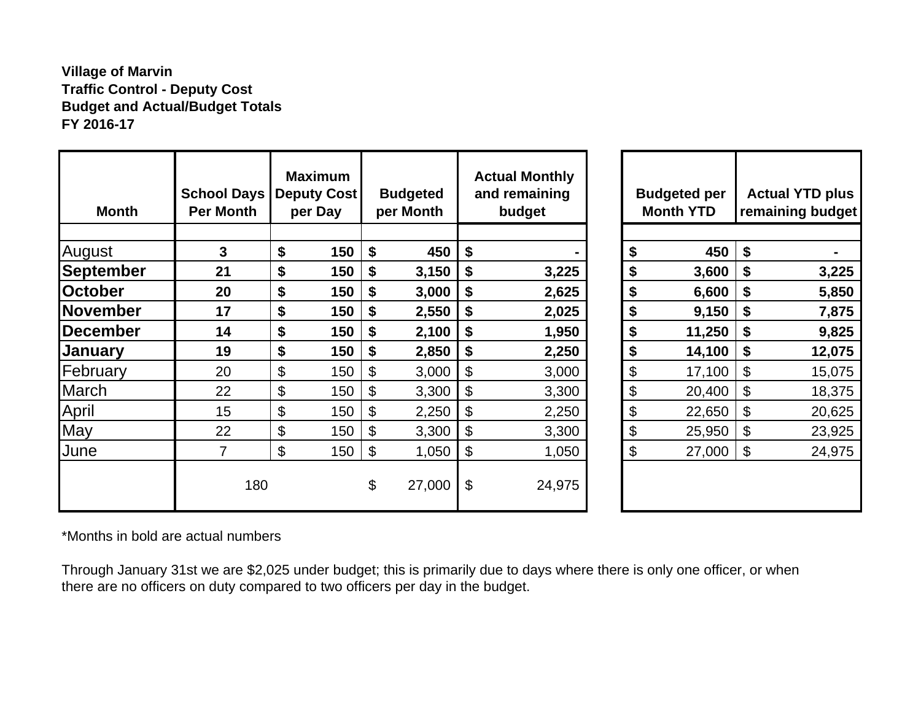**Village of Marvin**
**Traffic Control - Deputy Cost**
**Budget and Actual/Budget Totals**
**FY 2016-17**

| Month | School Days Per Month | Maximum Deputy Cost per Day | Budgeted per Month | Actual Monthly and remaining budget | | Budgeted per Month YTD | Actual YTD plus remaining budget |
|---|---|---|---|---|---|---|---|
| | | | | | | | |
| August | **3** | **$ 150** | **$ 450** | **$ -** | | **$ 450** | **$ -** |
| **September** | **21** | **$ 150** | **$ 3,150** | **$ 3,225** | | **$ 3,600** | **$ 3,225** |
| **October** | **20** | **$ 150** | **$ 3,000** | **$ 2,625** | | **$ 6,600** | **$ 5,850** |
| **November** | **17** | **$ 150** | **$ 2,550** | **$ 2,025** | | **$ 9,150** | **$ 7,875** |
| **December** | **14** | **$ 150** | **$ 2,100** | **$ 1,950** | | **$ 11,250** | **$ 9,825** |
| **January** | **19** | **$ 150** | **$ 2,850** | **$ 2,250** | | **$ 14,100** | **$ 12,075** |
| February | 20 | $ 150 | $ 3,000 | $ 3,000 | | $ 17,100 | $ 15,075 |
| March | 22 | $ 150 | $ 3,300 | $ 3,300 | | $ 20,400 | $ 18,375 |
| April | 15 | $ 150 | $ 2,250 | $ 2,250 | | $ 22,650 | $ 20,625 |
| May | 22 | $ 150 | $ 3,300 | $ 3,300 | | $ 25,950 | $ 23,925 |
| June | 7 | $ 150 | $ 1,050 | $ 1,050 | | $ 27,000 | $ 24,975 |
| | 180 | | $ 27,000 | $ 24,975 | | | |

*Months in bold are actual numbers

Through January 31st we are $2,025 under budget; this is primarily due to days where there is only one officer, or when there are no officers on duty compared to two officers per day in the budget.